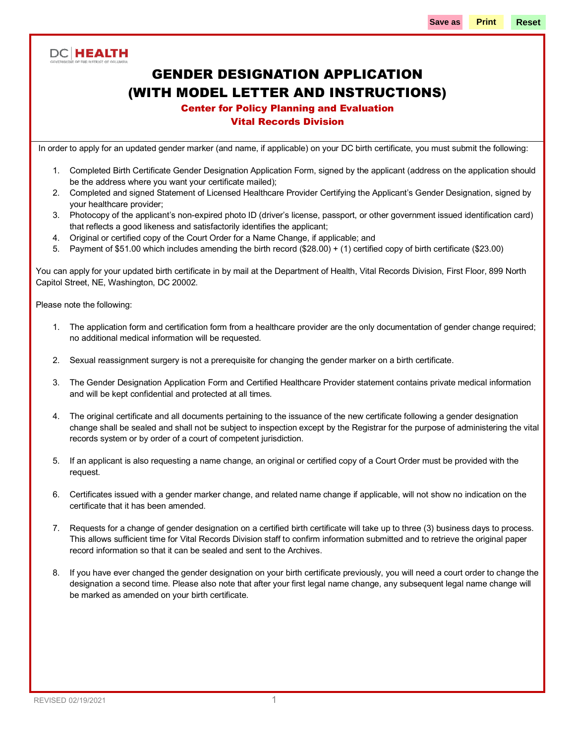DC HEALTH

# GENDER DESIGNATION APPLICATION (WITH MODEL LETTER AND INSTRUCTIONS)

**Center for Policy Planning and Evaluation**
**Vital Records Division**

In order to apply for an updated gender marker (and name, if applicable) on your DC birth certificate, you must submit the following:

1. Completed Birth Certificate Gender Designation Application Form, signed by the applicant (address on the application should be the address where you want your certificate mailed);
2. Completed and signed Statement of Licensed Healthcare Provider Certifying the Applicant's Gender Designation, signed by your healthcare provider;
3. Photocopy of the applicant's non-expired photo ID (driver's license, passport, or other government issued identification card) that reflects a good likeness and satisfactorily identifies the applicant;
4. Original or certified copy of the Court Order for a Name Change, if applicable; and
5. Payment of $51.00 which includes amending the birth record ($28.00) + (1) certified copy of birth certificate ($23.00)

You can apply for your updated birth certificate in by mail at the Department of Health, Vital Records Division, First Floor, 899 North Capitol Street, NE, Washington, DC 20002.

Please note the following:

1. The application form and certification form from a healthcare provider are the only documentation of gender change required; no additional medical information will be requested.

2. Sexual reassignment surgery is not a prerequisite for changing the gender marker on a birth certificate.

3. The Gender Designation Application Form and Certified Healthcare Provider statement contains private medical information and will be kept confidential and protected at all times.

4. The original certificate and all documents pertaining to the issuance of the new certificate following a gender designation change shall be sealed and shall not be subject to inspection except by the Registrar for the purpose of administering the vital records system or by order of a court of competent jurisdiction.

5. If an applicant is also requesting a name change, an original or certified copy of a Court Order must be provided with the request.

6. Certificates issued with a gender marker change, and related name change if applicable, will not show no indication on the certificate that it has been amended.

7. Requests for a change of gender designation on a certified birth certificate will take up to three (3) business days to process. This allows sufficient time for Vital Records Division staff to confirm information submitted and to retrieve the original paper record information so that it can be sealed and sent to the Archives.

8. If you have ever changed the gender designation on your birth certificate previously, you will need a court order to change the designation a second time. Please also note that after your first legal name change, any subsequent legal name change will be marked as amended on your birth certificate.

REVISED 02/19/2021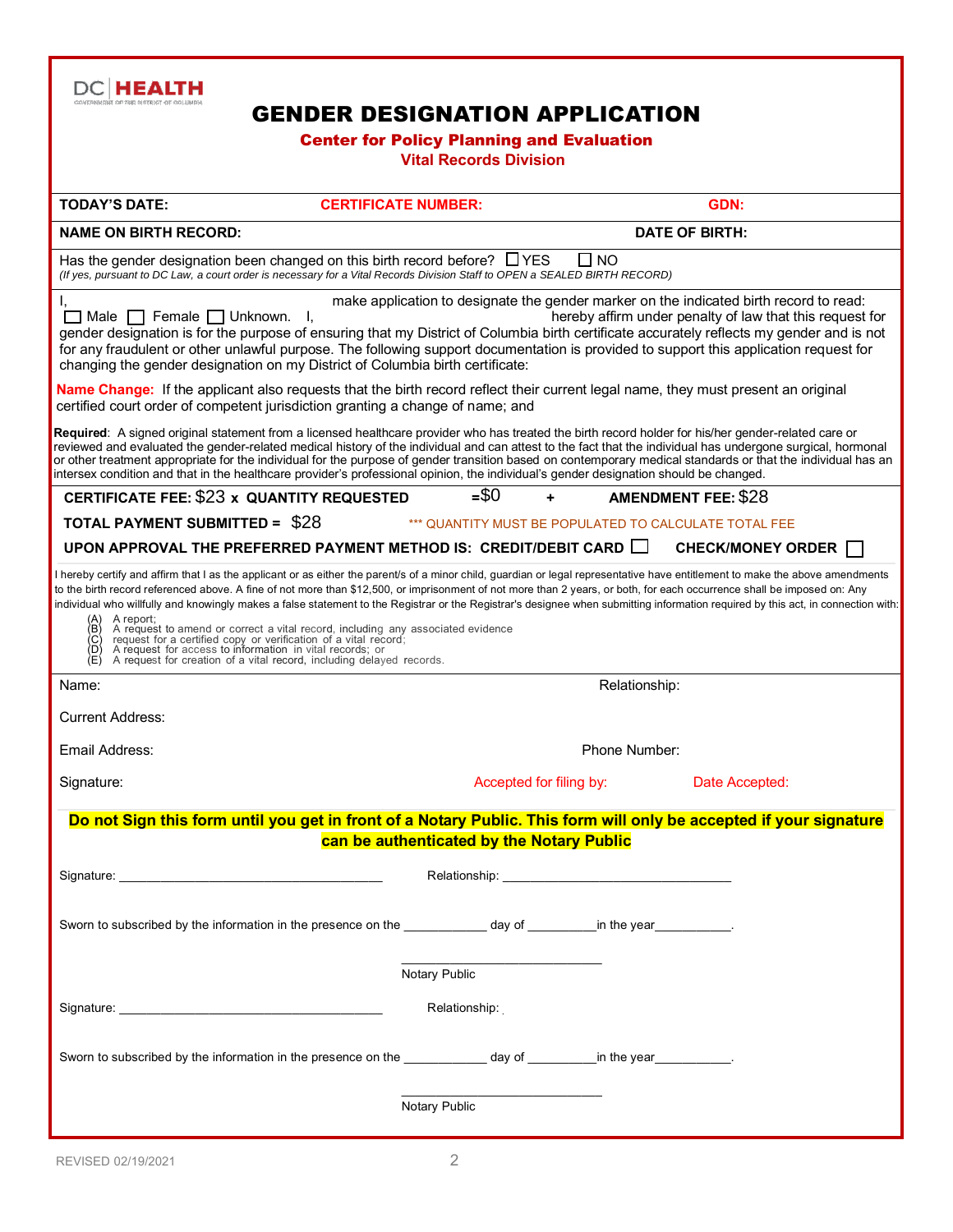DC | HEALTH

GOVERNMENT OF THE DISTRICT OF COLUMBIA

# GENDER DESIGNATION APPLICATION

## Center for Policy Planning and Evaluation

### Vital Records Division

**TODAY'S DATE:** **CERTIFICATE NUMBER:** **GDN:**

**NAME ON BIRTH RECORD:** **DATE OF BIRTH:**

Has the gender designation been changed on this birth record before? ☐ YES ☐ NO

*(If yes, pursuant to DC Law, a court order is necessary for a Vital Records Division Staff to OPEN a SEALED BIRTH RECORD)*

I, make application to designate the gender marker on the indicated birth record to read: ☐ Male ☐ Female ☐ Unknown. I, hereby affirm under penalty of law that this request for gender designation is for the purpose of ensuring that my District of Columbia birth certificate accurately reflects my gender and is not for any fraudulent or other unlawful purpose. The following support documentation is provided to support this application request for changing the gender designation on my District of Columbia birth certificate:

**Name Change:** If the applicant also requests that the birth record reflect their current legal name, they must present an original certified court order of competent jurisdiction granting a change of name; and

**Required**: A signed original statement from a licensed healthcare provider who has treated the birth record holder for his/her gender-related care or reviewed and evaluated the gender-related medical history of the individual and can attest to the fact that the individual has undergone surgical, hormonal or other treatment appropriate for the individual for the purpose of gender transition based on contemporary medical standards or that the individual has an intersex condition and that in the healthcare provider's professional opinion, the individual's gender designation should be changed.

**CERTIFICATE FEE:** $23 **x QUANTITY REQUESTED** =$0 + **AMENDMENT FEE:** $28

**TOTAL PAYMENT SUBMITTED =** $28 *** QUANTITY MUST BE POPULATED TO CALCULATE TOTAL FEE

**UPON APPROVAL THE PREFERRED PAYMENT METHOD IS: CREDIT/DEBIT CARD** ☐ **CHECK/MONEY ORDER** ☐

I hereby certify and affirm that I as the applicant or as either the parent/s of a minor child, guardian or legal representative have entitlement to make the above amendments to the birth record referenced above. A fine of not more than $12,500, or imprisonment of not more than 2 years, or both, for each occurrence shall be imposed on: Any individual who willfully and knowingly makes a false statement to the Registrar or the Registrar's designee when submitting information required by this act, in connection with:

- (A) A report;
- (B) A request to amend or correct a vital record, including any associated evidence
- (C) request for a certified copy or verification of a vital record;
- (D) A request for access to information in vital records; or
- (E) A request for creation of a vital record, including delayed records.

Name: Relationship:

Current Address:

Email Address: Phone Number:

Signature: Accepted for filing by: Date Accepted:

**Do not Sign this form until you get in front of a Notary Public. This form will only be accepted if your signature can be authenticated by the Notary Public**

Signature: ______________________________ Relationship: ______________________________

Sworn to subscribed by the information in the presence on the __________ day of _________in the year__________.

______________________________
Notary Public

Signature: ______________________________ Relationship:

Sworn to subscribed by the information in the presence on the __________ day of _________in the year__________.

______________________________
Notary Public

REVISED 02/19/2021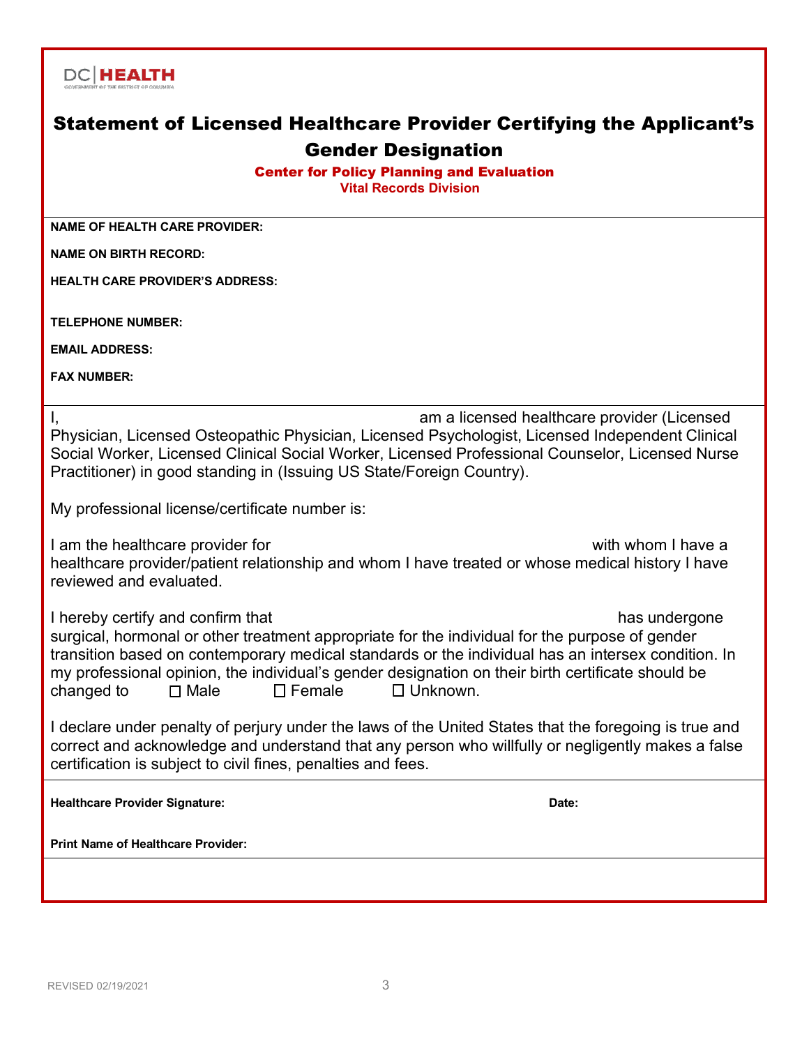DC | HEALTH

GOVERNMENT OF THE DISTRICT OF COLUMBIA

# Statement of Licensed Healthcare Provider Certifying the Applicant's Gender Designation

**Center for Policy Planning and Evaluation**

**Vital Records Division**

**NAME OF HEALTH CARE PROVIDER:**

**NAME ON BIRTH RECORD:**

**HEALTH CARE PROVIDER'S ADDRESS:**

**TELEPHONE NUMBER:**

**EMAIL ADDRESS:**

**FAX NUMBER:**

I, am a licensed healthcare provider (Licensed Physician, Licensed Osteopathic Physician, Licensed Psychologist, Licensed Independent Clinical Social Worker, Licensed Clinical Social Worker, Licensed Professional Counselor, Licensed Nurse Practitioner) in good standing in (Issuing US State/Foreign Country).

My professional license/certificate number is:

I am the healthcare provider for with whom I have a healthcare provider/patient relationship and whom I have treated or whose medical history I have reviewed and evaluated.

I hereby certify and confirm that has undergone surgical, hormonal or other treatment appropriate for the individual for the purpose of gender transition based on contemporary medical standards or the individual has an intersex condition. In my professional opinion, the individual's gender designation on their birth certificate should be changed to ☐ Male ☐ Female ☐ Unknown.

I declare under penalty of perjury under the laws of the United States that the foregoing is true and correct and acknowledge and understand that any person who willfully or negligently makes a false certification is subject to civil fines, penalties and fees.

**Healthcare Provider Signature:** **Date:**

**Print Name of Healthcare Provider:**

REVISED 02/19/2021